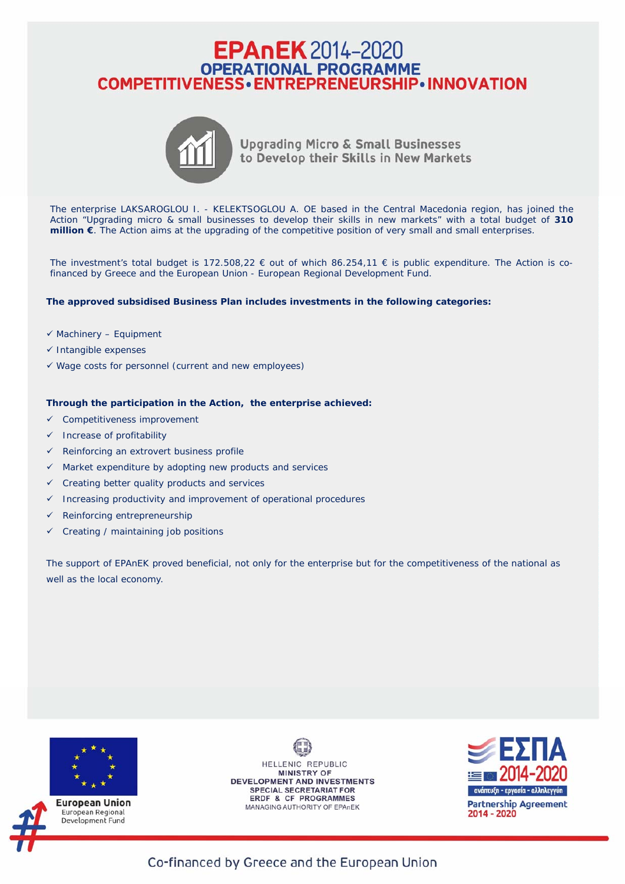# EPAnEK 2014-2020

## OPERATIONAL PROGRAMME

## COMPETITIVENESS • ENTREPRENEURSHIP • INNOVATION

### Upgrading Micro & Small Businesses to Develop their Skills in New Markets

The enterprise LAKSAROGLOU I. - KELEKTSOGLOU A. OE based in the Central Macedonia region, has joined the Action "Upgrading micro & small businesses to develop their skills in new markets" with a total budget of **310 million €**. The Action aims at the upgrading of the competitive position of very small and small enterprises.

The investment's total budget is 172.508,22 € out of which 86.254,11 € is public expenditure. The Action is co-financed by Greece and the European Union - European Regional Development Fund.

**The approved subsidised Business Plan includes investments in the following categories:**

- ✓ Machinery – Equipment
- ✓ Intangible expenses
- ✓ Wage costs for personnel (current and new employees)

**Through the participation in the Action, the enterprise achieved:**

- ✓ Competitiveness improvement
- ✓ Increase of profitability
- ✓ Reinforcing an extrovert business profile
- ✓ Market expenditure by adopting new products and services
- ✓ Creating better quality products and services
- ✓ Increasing productivity and improvement of operational procedures
- ✓ Reinforcing entrepreneurship
- ✓ Creating / maintaining job positions

The support of EPAnEK proved beneficial, not only for the enterprise but for the competitiveness of the national as well as the local economy.

European Union
European Regional Development Fund

HELLENIC REPUBLIC
MINISTRY OF DEVELOPMENT AND INVESTMENTS
SPECIAL SECRETARIAT FOR ERDF & CF PROGRAMMES
MANAGING AUTHORITY OF EPAnEK

ΕΣΠΑ 2014-2020
ανάπτυξη - εργασία - αλληλεγγύη
Partnership Agreement 2014 - 2020

Co-financed by Greece and the European Union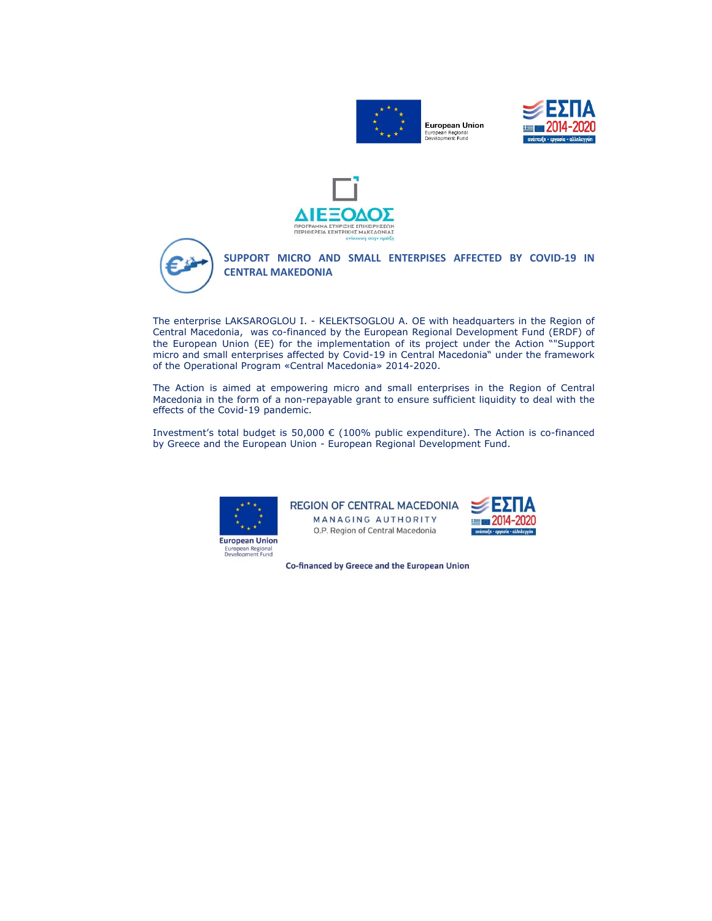European Union
European Regional Development Fund

ΕΣΠΑ 2014-2020
ανάπτυξη - εργασία - αλληλεγγύη

ΔΙΕΞΟΔΟΣ
ΠΡΟΓΡΑΜΜΑ ΣΤΗΡΙΞΗΣ ΕΠΙΧΕΙΡΗΣΕΩΝ
ΠΕΡΙΦΕΡΕΙΑ ΚΕΝΤΡΙΚΗΣ ΜΑΚΕΔΟΝΙΑΣ
ενίσχυση στην πράξη

## SUPPORT MICRO AND SMALL ENTERPISES AFFECTED BY COVID-19 IN CENTRAL MAKEDONIA

The enterprise LAKSAROGLOU I. - KELEKTSOGLOU A. OE with headquarters in the Region of Central Macedonia, was co-financed by the European Regional Development Fund (ERDF) of the European Union (EE) for the implementation of its project under the Action ""Support micro and small enterprises affected by Covid-19 in Central Macedonia" under the framework of the Operational Program «Central Macedonia» 2014-2020.

The Action is aimed at empowering micro and small enterprises in the Region of Central Macedonia in the form of a non-repayable grant to ensure sufficient liquidity to deal with the effects of the Covid-19 pandemic.

Investment's total budget is 50,000 € (100% public expenditure). The Action is co-financed by Greece and the European Union - European Regional Development Fund.

European Union
European Regional Development Fund

REGION OF CENTRAL MACEDONIA
MANAGING AUTHORITY
O.P. Region of Central Macedonia

ΕΣΠΑ 2014-2020
ανάπτυξη - εργασία - αλληλεγγύη

Co-financed by Greece and the European Union